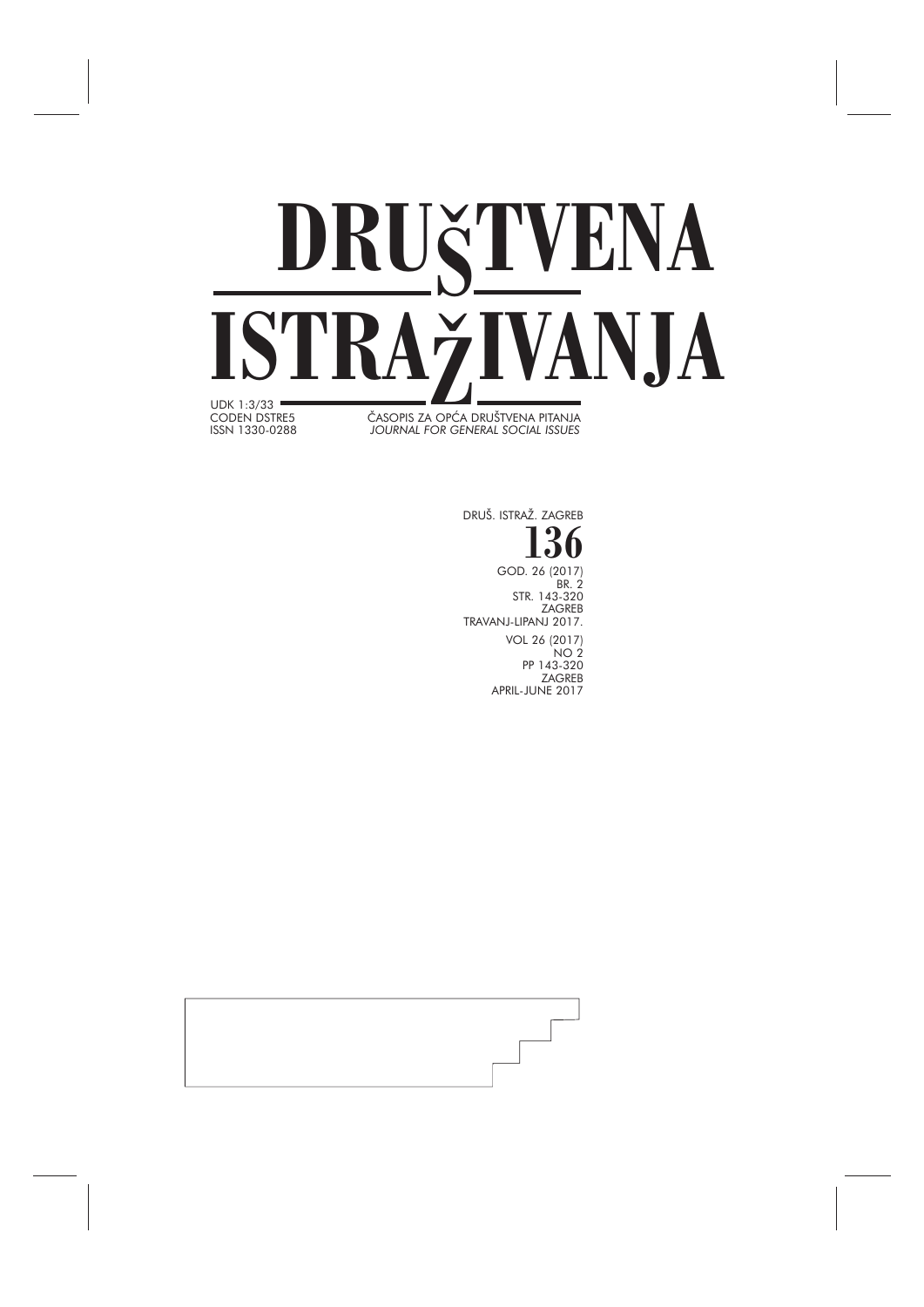# DRUŠTVENA ISTRAŽIVANJA

UDK 1:3/33
CODEN DSTRE5
ISSN 1330-0288

ČASOPIS ZA OPĆA DRUŠTVENA PITANJA
*JOURNAL FOR GENERAL SOCIAL ISSUES*

DRUŠ. ISTRAŽ. ZAGREB

**136**

GOD. 26 (2017)
BR. 2
STR. 143-320
ZAGREB
TRAVANJ-LIPANJ 2017.

VOL 26 (2017)
NO 2
PP 143-320
ZAGREB
APRIL-JUNE 2017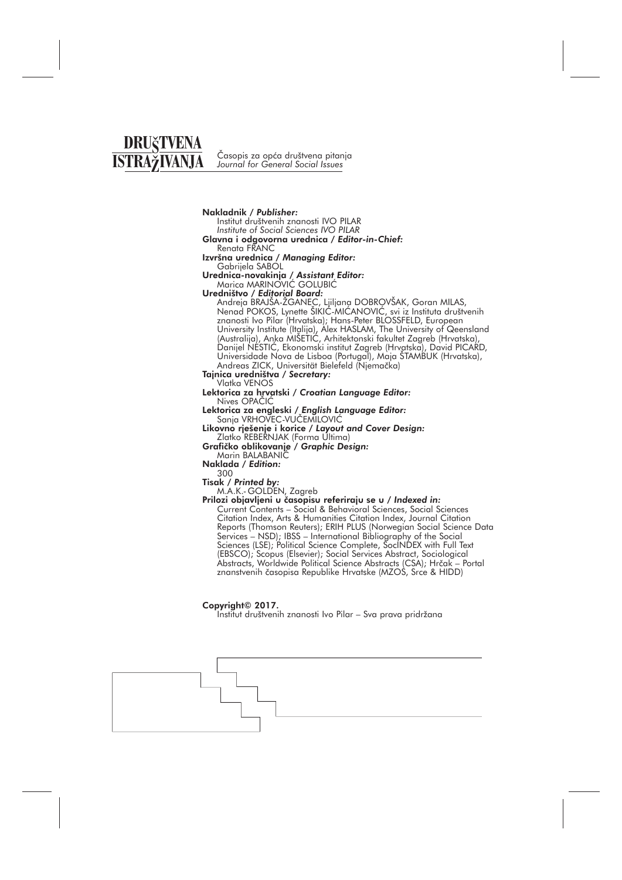# DRUŠTVENA ISTRAŽIVANJA

Časopis za opća društvena pitanja
*Journal for General Social Issues*

**Nakladnik / *Publisher:***
Institut društvenih znanosti IVO PILAR
*Institute of Social Sciences IVO PILAR*

**Glavna i odgovorna urednica / *Editor-in-Chief:***
Renata FRANC

**Izvršna urednica / *Managing Editor:***
Gabrijela SABOL

**Urednica-novakinja / *Assistant Editor:***
Marica MARINOVIĆ GOLUBIĆ

**Uredništvo / *Editorial Board:***
Andreja BRAJŠA-ŽGANEC, Ljiljana DOBROVŠAK, Goran MILAS, Nenad POKOS, Lynette ŠIKIĆ-MIĆANOVIĆ, svi iz Instituta društvenih znanosti Ivo Pilar (Hrvatska); Hans-Peter BLOSSFELD, European University Institute (Italija), Alex HASLAM, The University of Qeensland (Australija), Anka MIŠETIĆ, Arhitektonski fakultet Zagreb (Hrvatska), Danijel NESTIĆ, Ekonomski institut Zagreb (Hrvatska), David PICARD, Universidade Nova de Lisboa (Portugal), Maja ŠTAMBUK (Hrvatska), Andreas ZICK, Universität Bielefeld (Njemačka)

**Tajnica uredništva / *Secretary:***
Vlatka VENOS

**Lektorica za hrvatski / *Croatian Language Editor:***
Nives OPAČIĆ

**Lektorica za engleski / *English Language Editor:***
Sanja VRHOVEC-VUČEMILOVIĆ

**Likovno rješenje i korice / *Layout and Cover Design:***
Zlatko REBERNJAK (Forma Ultima)

**Grafičko oblikovanje / *Graphic Design:***
Marin BALABANIĆ

**Naklada / *Edition:***
300

**Tisak / *Printed by:***
M.A.K.- GOLDEN, Zagreb

**Prilozi objavljeni u časopisu referiraju se u / *Indexed in:***
Current Contents – Social & Behavioral Sciences, Social Sciences Citation Index, Arts & Humanities Citation Index, Journal Citation Reports (Thomson Reuters); ERIH PLUS (Norwegian Social Science Data Services – NSD); IBSS – International Bibliography of the Social Sciences (LSE); Political Science Complete, SocINDEX with Full Text (EBSCO); Scopus (Elsevier); Social Services Abstract, Sociological Abstracts, Worldwide Political Science Abstracts (CSA); Hrčak – Portal znanstvenih časopisa Republike Hrvatske (MZOS, Srce & HIDD)

**Copyright© 2017.**
Institut društvenih znanosti Ivo Pilar – Sva prava pridržana